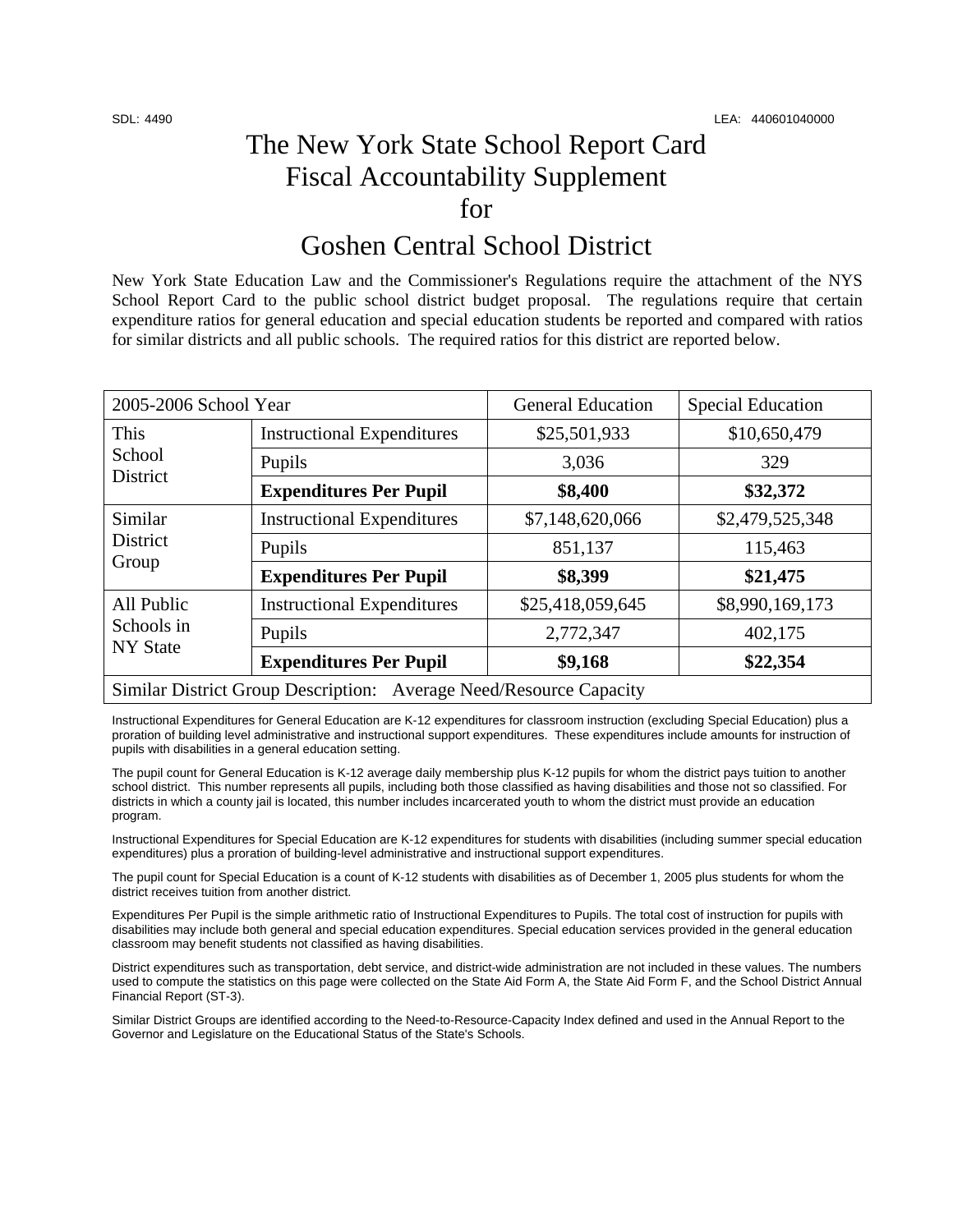SDL: 4490 LEA: 440601040000

# The New York State School Report Card Fiscal Accountability Supplement for

# Goshen Central School District

New York State Education Law and the Commissioner's Regulations require the attachment of the NYS School Report Card to the public school district budget proposal. The regulations require that certain expenditure ratios for general education and special education students be reported and compared with ratios for similar districts and all public schools. The required ratios for this district are reported below.

| 2005-2006 School Year | | General Education | Special Education |
|---|---|---|---|
| This School District | Instructional Expenditures | $25,501,933 | $10,650,479 |
| | Pupils | 3,036 | 329 |
| | **Expenditures Per Pupil** | **$8,400** | **$32,372** |
| Similar District Group | Instructional Expenditures | $7,148,620,066 | $2,479,525,348 |
| | Pupils | 851,137 | 115,463 |
| | **Expenditures Per Pupil** | **$8,399** | **$21,475** |
| All Public Schools in NY State | Instructional Expenditures | $25,418,059,645 | $8,990,169,173 |
| | Pupils | 2,772,347 | 402,175 |
| | **Expenditures Per Pupil** | **$9,168** | **$22,354** |
| Similar District Group Description: Average Need/Resource Capacity | | | |

Instructional Expenditures for General Education are K-12 expenditures for classroom instruction (excluding Special Education) plus a proration of building level administrative and instructional support expenditures. These expenditures include amounts for instruction of pupils with disabilities in a general education setting.

The pupil count for General Education is K-12 average daily membership plus K-12 pupils for whom the district pays tuition to another school district. This number represents all pupils, including both those classified as having disabilities and those not so classified. For districts in which a county jail is located, this number includes incarcerated youth to whom the district must provide an education program.

Instructional Expenditures for Special Education are K-12 expenditures for students with disabilities (including summer special education expenditures) plus a proration of building-level administrative and instructional support expenditures.

The pupil count for Special Education is a count of K-12 students with disabilities as of December 1, 2005 plus students for whom the district receives tuition from another district.

Expenditures Per Pupil is the simple arithmetic ratio of Instructional Expenditures to Pupils. The total cost of instruction for pupils with disabilities may include both general and special education expenditures. Special education services provided in the general education classroom may benefit students not classified as having disabilities.

District expenditures such as transportation, debt service, and district-wide administration are not included in these values. The numbers used to compute the statistics on this page were collected on the State Aid Form A, the State Aid Form F, and the School District Annual Financial Report (ST-3).

Similar District Groups are identified according to the Need-to-Resource-Capacity Index defined and used in the Annual Report to the Governor and Legislature on the Educational Status of the State's Schools.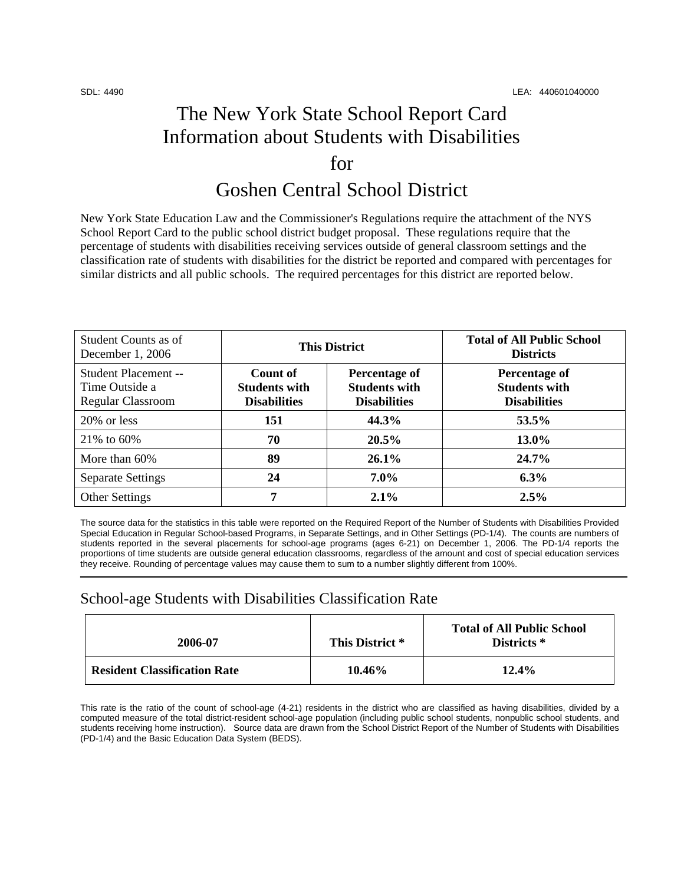SDL: 4490 LEA: 440601040000

# The New York State School Report Card Information about Students with Disabilities for Goshen Central School District

New York State Education Law and the Commissioner's Regulations require the attachment of the NYS School Report Card to the public school district budget proposal. These regulations require that the percentage of students with disabilities receiving services outside of general classroom settings and the classification rate of students with disabilities for the district be reported and compared with percentages for similar districts and all public schools. The required percentages for this district are reported below.

| Student Counts as of December 1, 2006 | **This District** | | **Total of All Public School Districts** |
|---|---|---|---|
| Student Placement -- Time Outside a Regular Classroom | **Count of Students with Disabilities** | **Percentage of Students with Disabilities** | **Percentage of Students with Disabilities** |
| 20% or less | **151** | **44.3%** | **53.5%** |
| 21% to 60% | **70** | **20.5%** | **13.0%** |
| More than 60% | **89** | **26.1%** | **24.7%** |
| Separate Settings | **24** | **7.0%** | **6.3%** |
| Other Settings | **7** | **2.1%** | **2.5%** |

The source data for the statistics in this table were reported on the Required Report of the Number of Students with Disabilities Provided Special Education in Regular School-based Programs, in Separate Settings, and in Other Settings (PD-1/4). The counts are numbers of students reported in the several placements for school-age programs (ages 6-21) on December 1, 2006. The PD-1/4 reports the proportions of time students are outside general education classrooms, regardless of the amount and cost of special education services they receive. Rounding of percentage values may cause them to sum to a number slightly different from 100%.

## School-age Students with Disabilities Classification Rate

| **2006-07** | **This District \*** | **Total of All Public School Districts \*** |
|---|---|---|
| **Resident Classification Rate** | **10.46%** | **12.4%** |

This rate is the ratio of the count of school-age (4-21) residents in the district who are classified as having disabilities, divided by a computed measure of the total district-resident school-age population (including public school students, nonpublic school students, and students receiving home instruction). Source data are drawn from the School District Report of the Number of Students with Disabilities (PD-1/4) and the Basic Education Data System (BEDS).